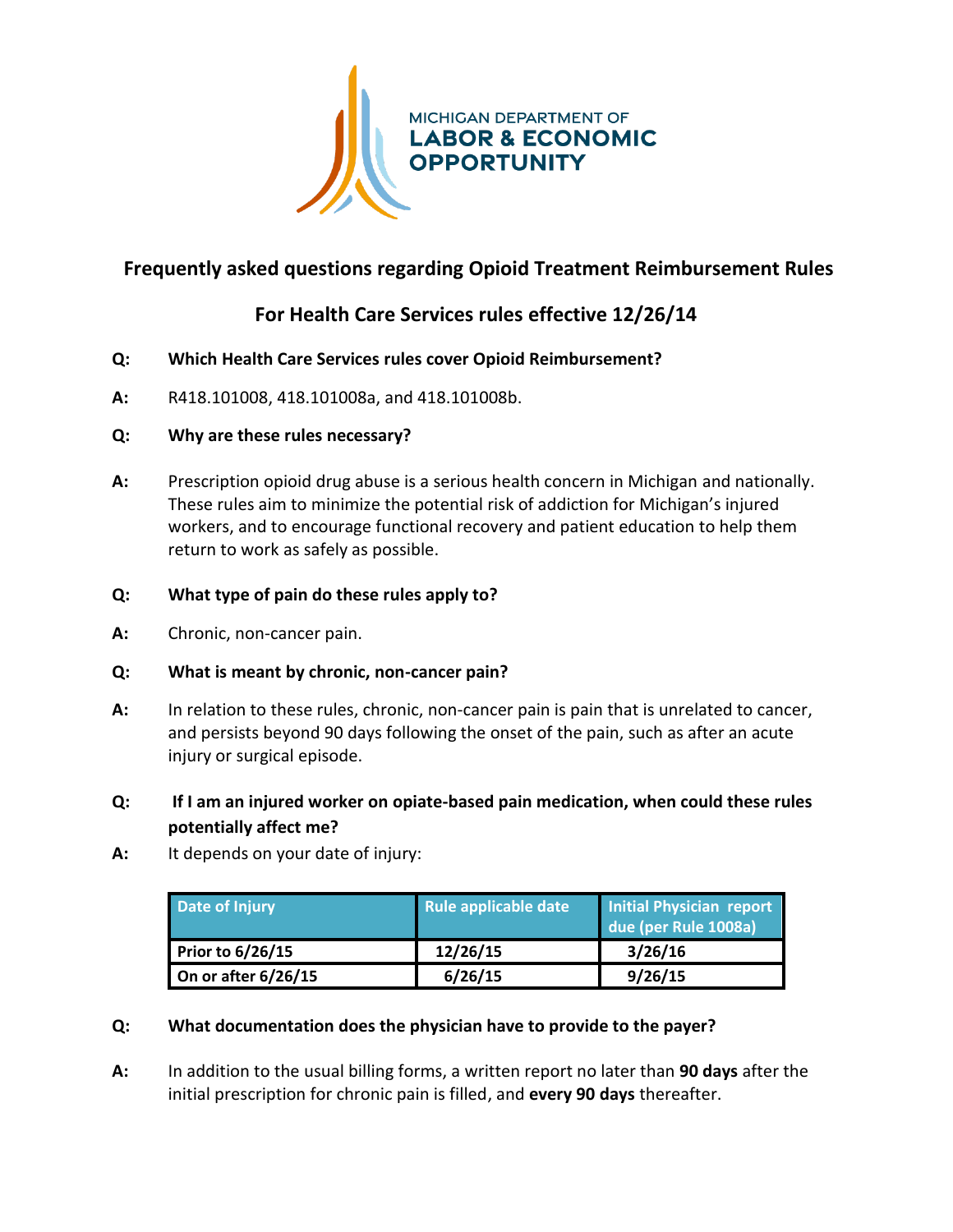MICHIGAN DEPARTMENT OF
LABOR & ECONOMIC
OPPORTUNITY

# Frequently asked questions regarding Opioid Treatment Reimbursement Rules

## For Health Care Services rules effective 12/26/14

**Q: Which Health Care Services rules cover Opioid Reimbursement?**

**A:** R418.101008, 418.101008a, and 418.101008b.

**Q: Why are these rules necessary?**

**A:** Prescription opioid drug abuse is a serious health concern in Michigan and nationally. These rules aim to minimize the potential risk of addiction for Michigan's injured workers, and to encourage functional recovery and patient education to help them return to work as safely as possible.

**Q: What type of pain do these rules apply to?**

**A:** Chronic, non-cancer pain.

**Q: What is meant by chronic, non-cancer pain?**

**A:** In relation to these rules, chronic, non-cancer pain is pain that is unrelated to cancer, and persists beyond 90 days following the onset of the pain, such as after an acute injury or surgical episode.

**Q: If I am an injured worker on opiate-based pain medication, when could these rules potentially affect me?**

**A:** It depends on your date of injury:

| Date of Injury | Rule applicable date | Initial Physician report due (per Rule 1008a) |
|---|---|---|
| **Prior to 6/26/15** | **12/26/15** | **3/26/16** |
| **On or after 6/26/15** | **6/26/15** | **9/26/15** |

**Q: What documentation does the physician have to provide to the payer?**

**A:** In addition to the usual billing forms, a written report no later than **90 days** after the initial prescription for chronic pain is filled, and **every 90 days** thereafter.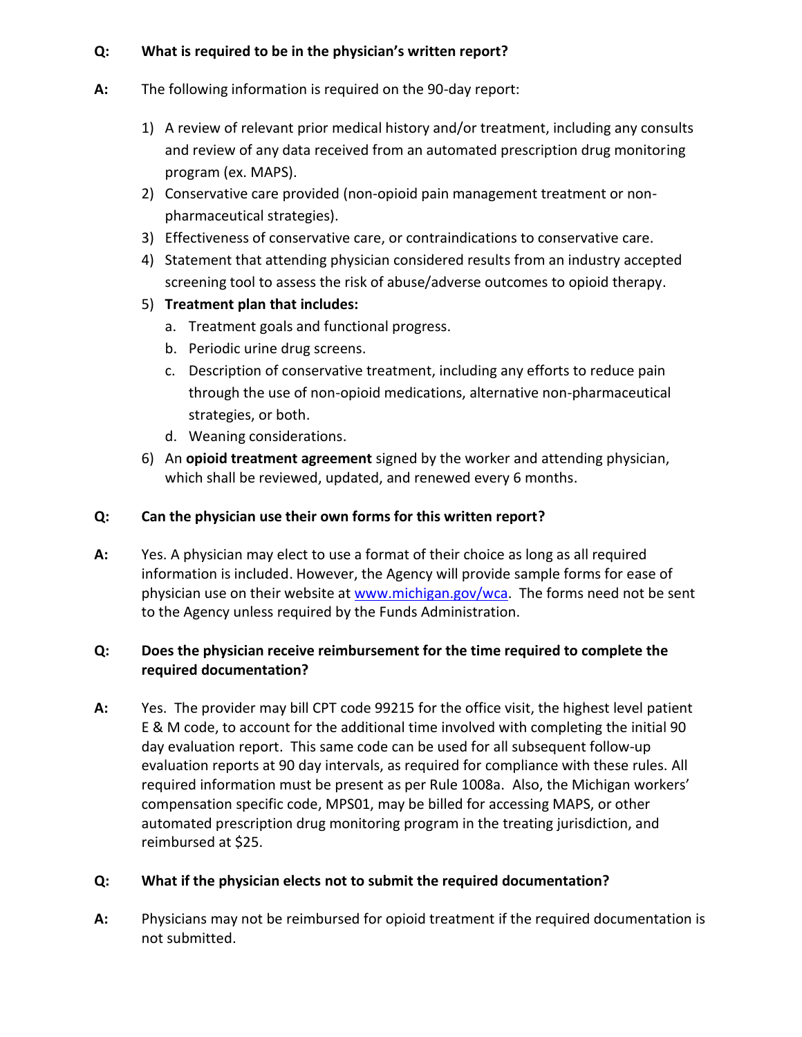**Q:** **What is required to be in the physician's written report?**

**A:** The following information is required on the 90-day report:

1) A review of relevant prior medical history and/or treatment, including any consults and review of any data received from an automated prescription drug monitoring program (ex. MAPS).
2) Conservative care provided (non-opioid pain management treatment or non-pharmaceutical strategies).
3) Effectiveness of conservative care, or contraindications to conservative care.
4) Statement that attending physician considered results from an industry accepted screening tool to assess the risk of abuse/adverse outcomes to opioid therapy.
5) **Treatment plan that includes:**
   a. Treatment goals and functional progress.
   b. Periodic urine drug screens.
   c. Description of conservative treatment, including any efforts to reduce pain through the use of non-opioid medications, alternative non-pharmaceutical strategies, or both.
   d. Weaning considerations.
6) An **opioid treatment agreement** signed by the worker and attending physician, which shall be reviewed, updated, and renewed every 6 months.

**Q:** **Can the physician use their own forms for this written report?**

**A:** Yes. A physician may elect to use a format of their choice as long as all required information is included. However, the Agency will provide sample forms for ease of physician use on their website at [www.michigan.gov/wca](www.michigan.gov/wca). The forms need not be sent to the Agency unless required by the Funds Administration.

**Q:** **Does the physician receive reimbursement for the time required to complete the required documentation?**

**A:** Yes. The provider may bill CPT code 99215 for the office visit, the highest level patient E & M code, to account for the additional time involved with completing the initial 90 day evaluation report. This same code can be used for all subsequent follow-up evaluation reports at 90 day intervals, as required for compliance with these rules. All required information must be present as per Rule 1008a. Also, the Michigan workers' compensation specific code, MPS01, may be billed for accessing MAPS, or other automated prescription drug monitoring program in the treating jurisdiction, and reimbursed at $25.

**Q:** **What if the physician elects not to submit the required documentation?**

**A:** Physicians may not be reimbursed for opioid treatment if the required documentation is not submitted.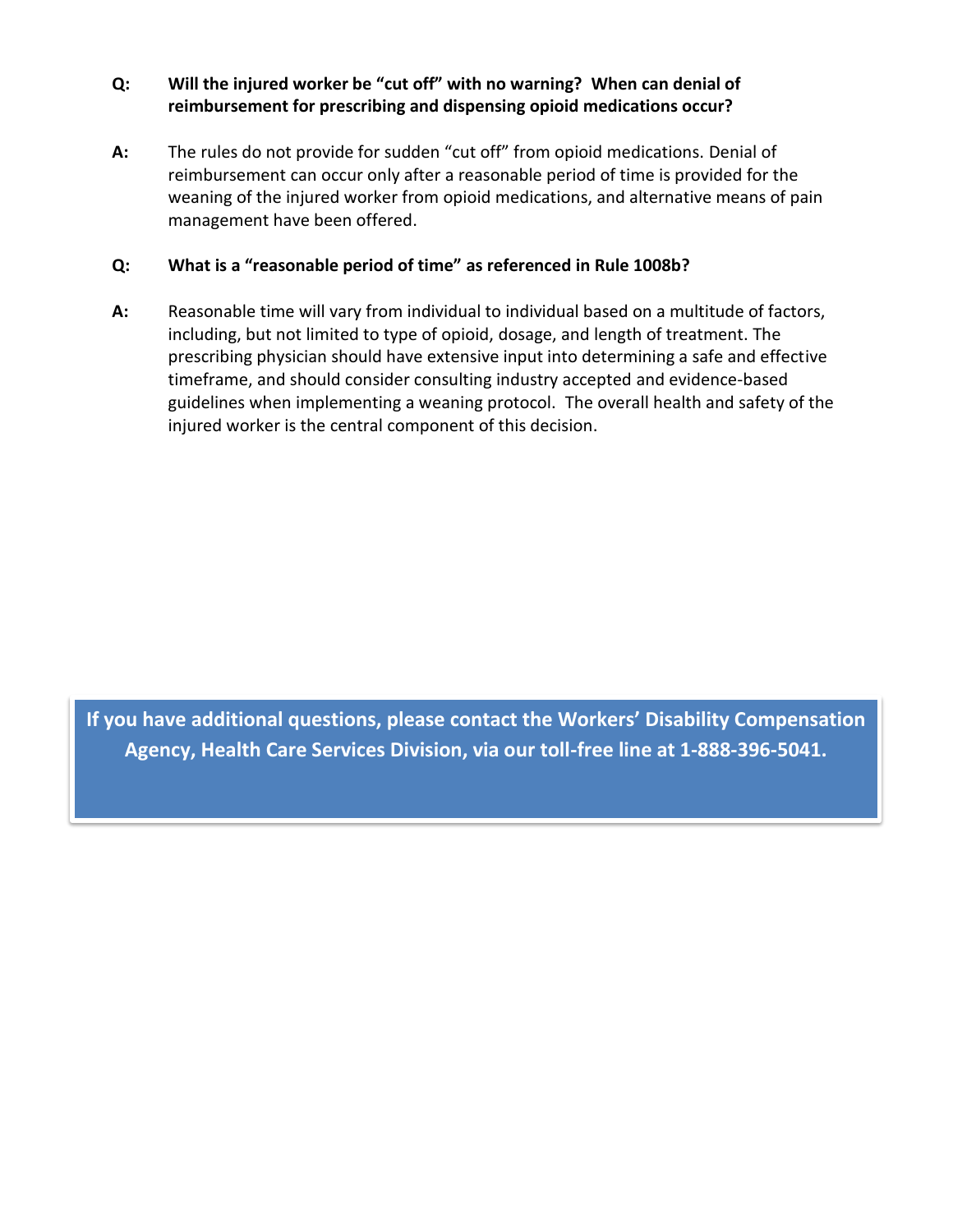**Q: Will the injured worker be "cut off" with no warning? When can denial of reimbursement for prescribing and dispensing opioid medications occur?**

**A:** The rules do not provide for sudden "cut off" from opioid medications. Denial of reimbursement can occur only after a reasonable period of time is provided for the weaning of the injured worker from opioid medications, and alternative means of pain management have been offered.

**Q: What is a "reasonable period of time" as referenced in Rule 1008b?**

**A:** Reasonable time will vary from individual to individual based on a multitude of factors, including, but not limited to type of opioid, dosage, and length of treatment. The prescribing physician should have extensive input into determining a safe and effective timeframe, and should consider consulting industry accepted and evidence-based guidelines when implementing a weaning protocol. The overall health and safety of the injured worker is the central component of this decision.

**If you have additional questions, please contact the Workers' Disability Compensation Agency, Health Care Services Division, via our toll-free line at 1-888-396-5041.**